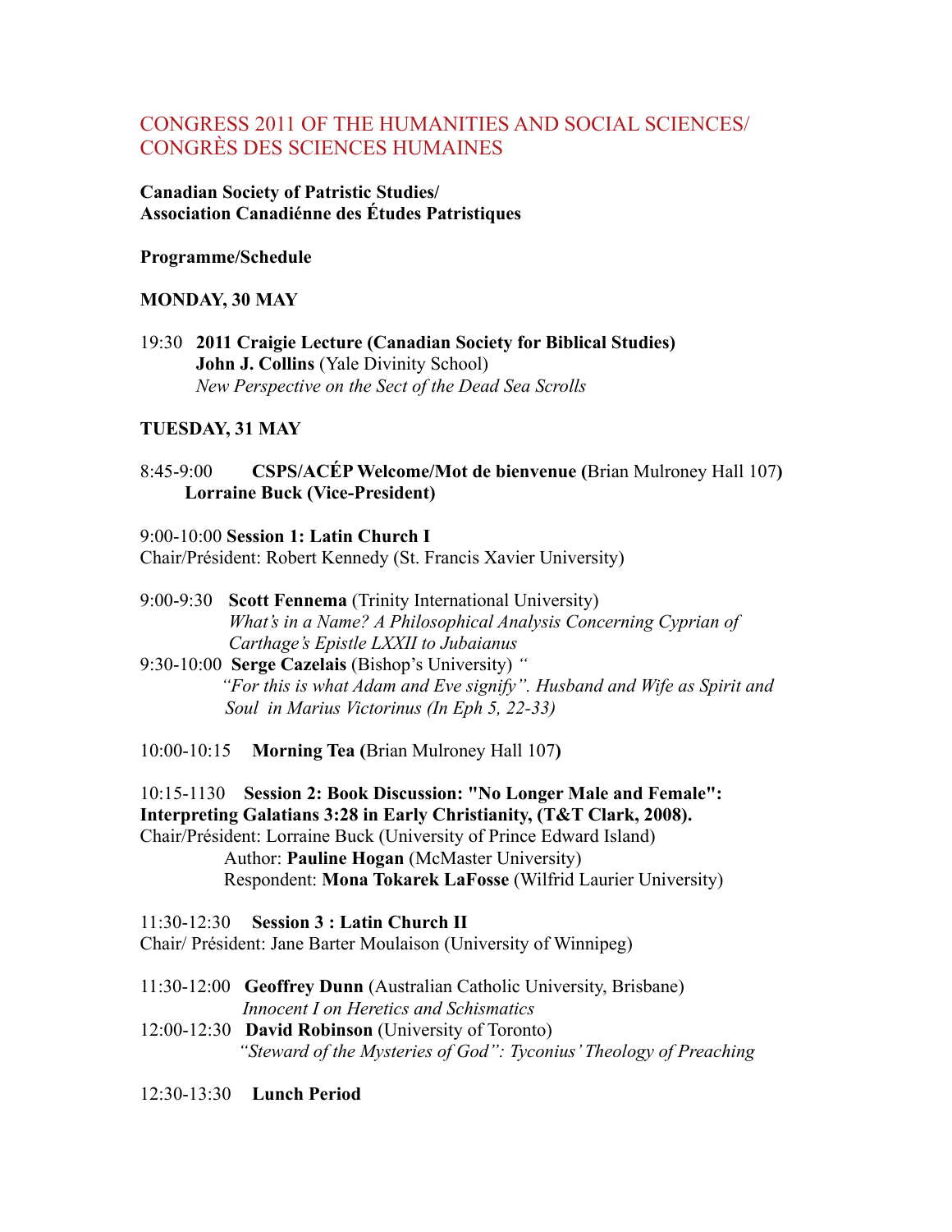# CONGRESS 2011 OF THE HUMANITIES AND SOCIAL SCIENCES/ CONGRÈS DES SCIENCES HUMAINES

**Canadian Society of Patristic Studies/**
**Association Canadiénne des Études Patristiques**

**Programme/Schedule**

**MONDAY, 30 MAY**

19:30 **2011 Craigie Lecture (Canadian Society for Biblical Studies)**
**John J. Collins** (Yale Divinity School)
*New Perspective on the Sect of the Dead Sea Scrolls*

**TUESDAY, 31 MAY**

8:45-9:00 **CSPS/ACÉP Welcome/Mot de bienvenue (**Brian Mulroney Hall 107**)**
**Lorraine Buck (Vice-President)**

9:00-10:00 **Session 1: Latin Church I**
Chair/Président: Robert Kennedy (St. Francis Xavier University)

9:00-9:30 **Scott Fennema** (Trinity International University)
*What's in a Name? A Philosophical Analysis Concerning Cyprian of Carthage's Epistle LXXII to Jubaianus*

9:30-10:00 **Serge Cazelais** (Bishop's University) *"*
*"For this is what Adam and Eve signify". Husband and Wife as Spirit and Soul in Marius Victorinus (In Eph 5, 22-33)*

10:00-10:15 **Morning Tea (**Brian Mulroney Hall 107**)**

10:15-1130 **Session 2: Book Discussion: "No Longer Male and Female": Interpreting Galatians 3:28 in Early Christianity, (T&T Clark, 2008).**
Chair/Président: Lorraine Buck (University of Prince Edward Island)
Author: **Pauline Hogan** (McMaster University)
Respondent: **Mona Tokarek LaFosse** (Wilfrid Laurier University)

11:30-12:30 **Session 3 : Latin Church II**
Chair/ Président: Jane Barter Moulaison (University of Winnipeg)

11:30-12:00 **Geoffrey Dunn** (Australian Catholic University, Brisbane)
*Innocent I on Heretics and Schismatics*

12:00-12:30 **David Robinson** (University of Toronto)
*"Steward of the Mysteries of God": Tyconius' Theology of Preaching*

12:30-13:30 **Lunch Period**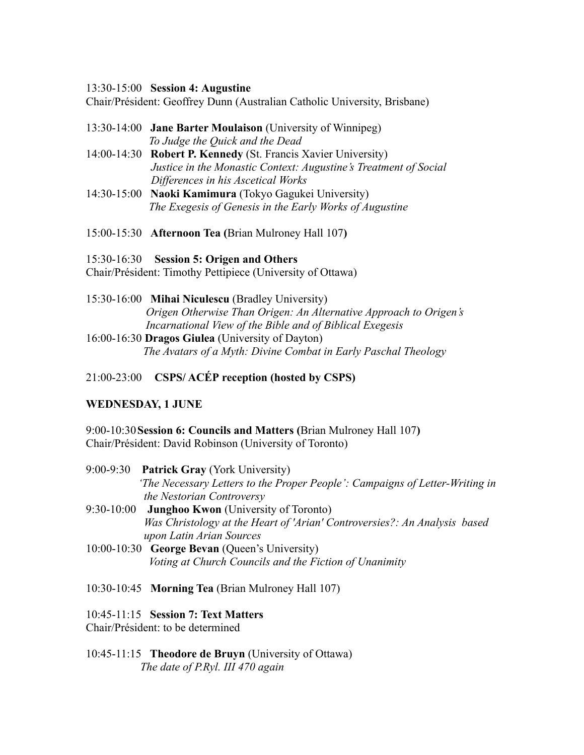13:30-15:00 **Session 4: Augustine**
Chair/Président: Geoffrey Dunn (Australian Catholic University, Brisbane)

13:30-14:00 **Jane Barter Moulaison** (University of Winnipeg)
*To Judge the Quick and the Dead*

14:00-14:30 **Robert P. Kennedy** (St. Francis Xavier University)
*Justice in the Monastic Context: Augustine's Treatment of Social Differences in his Ascetical Works*

14:30-15:00 **Naoki Kamimura** (Tokyo Gagukei University)
*The Exegesis of Genesis in the Early Works of Augustine*

15:00-15:30 **Afternoon Tea (**Brian Mulroney Hall 107**)**

15:30-16:30 **Session 5: Origen and Others**
Chair/Président: Timothy Pettipiece (University of Ottawa)

15:30-16:00 **Mihai Niculescu** (Bradley University)
*Origen Otherwise Than Origen: An Alternative Approach to Origen's Incarnational View of the Bible and of Biblical Exegesis*

16:00-16:30 **Dragos Giulea** (University of Dayton)
*The Avatars of a Myth: Divine Combat in Early Paschal Theology*

21:00-23:00 **CSPS/ ACÉP reception (hosted by CSPS)**

**WEDNESDAY, 1 JUNE**

9:00-10:30 **Session 6: Councils and Matters (**Brian Mulroney Hall 107**)**
Chair/Président: David Robinson (University of Toronto)

9:00-9:30 **Patrick Gray** (York University)
*'The Necessary Letters to the Proper People': Campaigns of Letter-Writing in the Nestorian Controversy*

9:30-10:00 **Junghoo Kwon** (University of Toronto)
*Was Christology at the Heart of 'Arian' Controversies?: An Analysis based upon Latin Arian Sources*

10:00-10:30 **George Bevan** (Queen's University)
*Voting at Church Councils and the Fiction of Unanimity*

10:30-10:45 **Morning Tea** (Brian Mulroney Hall 107)

10:45-11:15 **Session 7: Text Matters**
Chair/Président: to be determined

10:45-11:15 **Theodore de Bruyn** (University of Ottawa)
*The date of P.Ryl. III 470 again*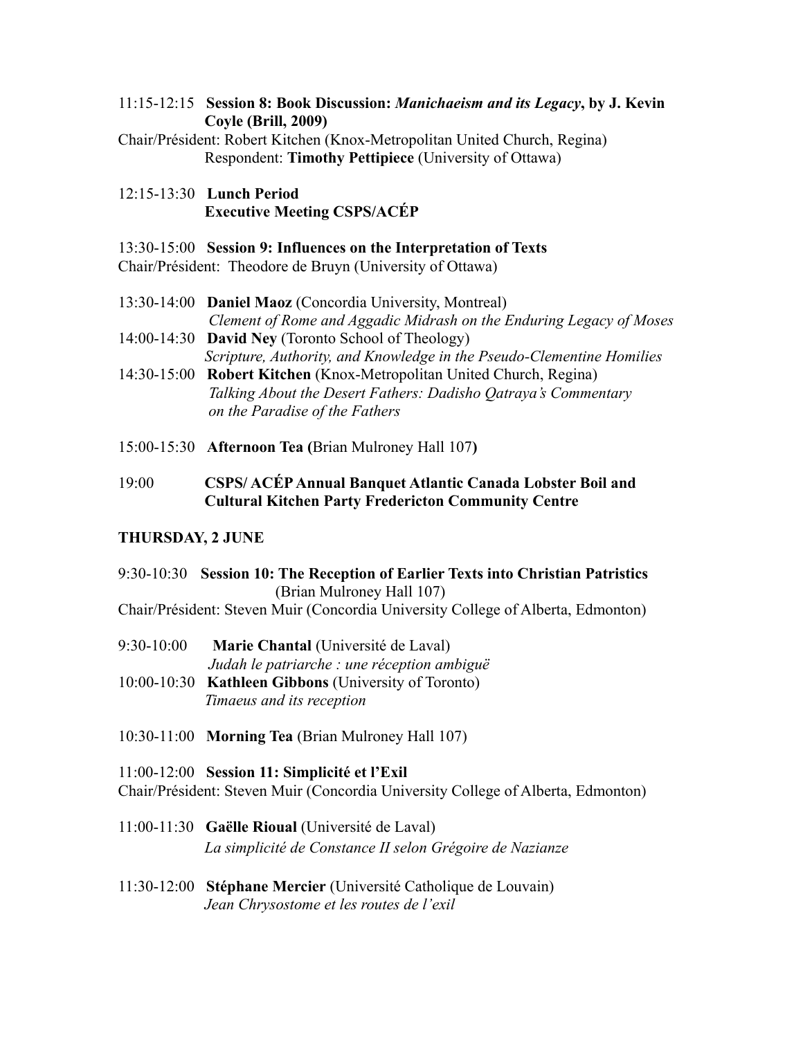11:15-12:15 **Session 8: Book Discussion: *Manichaeism and its Legacy*, by J. Kevin Coyle (Brill, 2009)**

Chair/Président: Robert Kitchen (Knox-Metropolitan United Church, Regina)
Respondent: **Timothy Pettipiece** (University of Ottawa)

12:15-13:30 **Lunch Period**
**Executive Meeting CSPS/ACÉP**

13:30-15:00 **Session 9: Influences on the Interpretation of Texts**

Chair/Président: Theodore de Bruyn (University of Ottawa)

13:30-14:00 **Daniel Maoz** (Concordia University, Montreal)
*Clement of Rome and Aggadic Midrash on the Enduring Legacy of Moses*

14:00-14:30 **David Ney** (Toronto School of Theology)
*Scripture, Authority, and Knowledge in the Pseudo-Clementine Homilies*

14:30-15:00 **Robert Kitchen** (Knox-Metropolitan United Church, Regina)
*Talking About the Desert Fathers: Dadisho Qatraya's Commentary on the Paradise of the Fathers*

15:00-15:30 **Afternoon Tea (**Brian Mulroney Hall 107**)**

19:00 **CSPS/ ACÉP Annual Banquet Atlantic Canada Lobster Boil and Cultural Kitchen Party Fredericton Community Centre**

## THURSDAY, 2 JUNE

9:30-10:30 **Session 10: The Reception of Earlier Texts into Christian Patristics** (Brian Mulroney Hall 107)

Chair/Président: Steven Muir (Concordia University College of Alberta, Edmonton)

9:30-10:00 **Marie Chantal** (Université de Laval)
*Judah le patriarche : une réception ambiguë*

10:00-10:30 **Kathleen Gibbons** (University of Toronto)
*Timaeus and its reception*

10:30-11:00 **Morning Tea** (Brian Mulroney Hall 107)

11:00-12:00 **Session 11: Simplicité et l'Exil**

Chair/Président: Steven Muir (Concordia University College of Alberta, Edmonton)

11:00-11:30 **Gaëlle Rioual** (Université de Laval)
*La simplicité de Constance II selon Grégoire de Nazianze*

11:30-12:00 **Stéphane Mercier** (Université Catholique de Louvain)
*Jean Chrysostome et les routes de l'exil*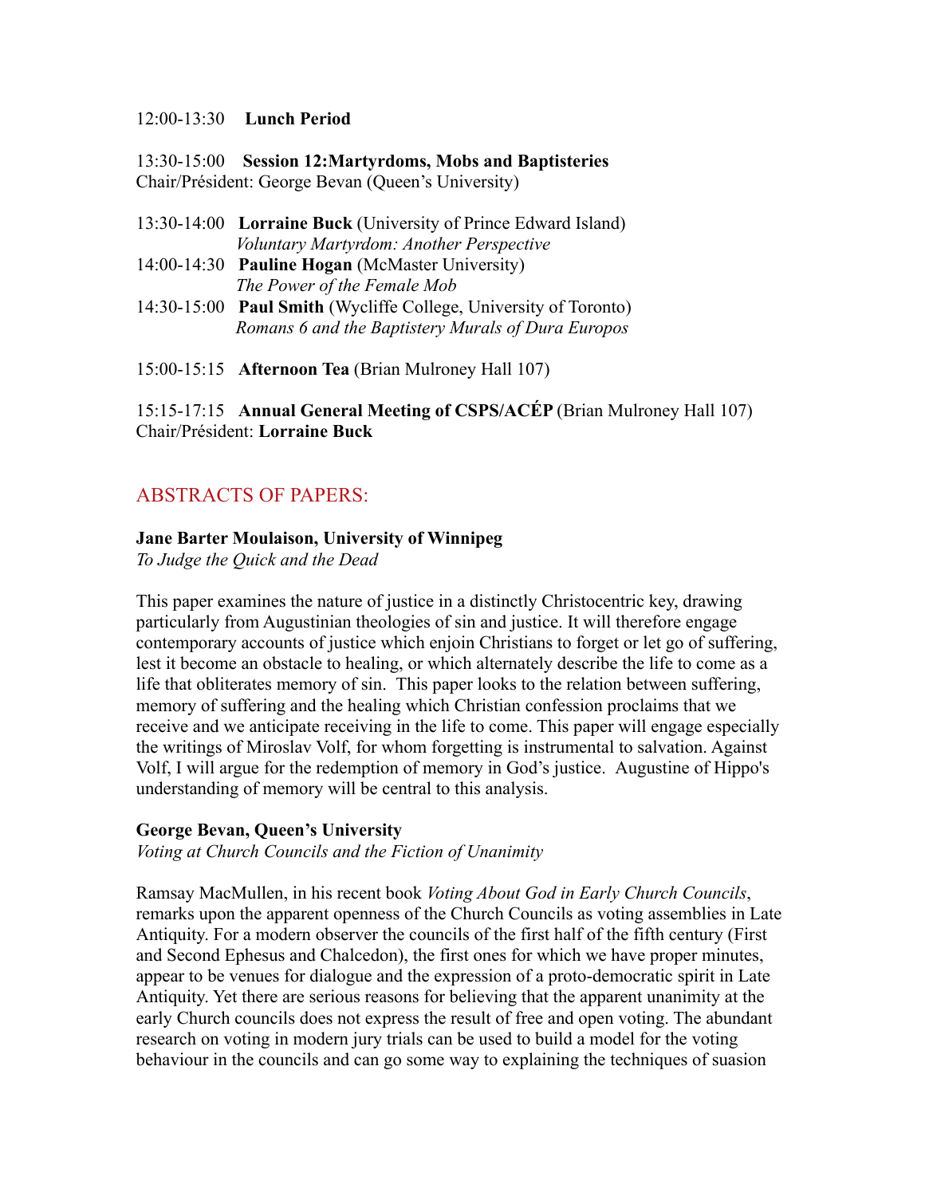12:00-13:30 **Lunch Period**

13:30-15:00 **Session 12:Martyrdoms, Mobs and Baptisteries**
Chair/Président: George Bevan (Queen's University)

13:30-14:00 **Lorraine Buck** (University of Prince Edward Island)
*Voluntary Martyrdom: Another Perspective*
14:00-14:30 **Pauline Hogan** (McMaster University)
*The Power of the Female Mob*
14:30-15:00 **Paul Smith** (Wycliffe College, University of Toronto)
*Romans 6 and the Baptistery Murals of Dura Europos*

15:00-15:15 **Afternoon Tea** (Brian Mulroney Hall 107)

15:15-17:15 **Annual General Meeting of CSPS/ACÉP** (Brian Mulroney Hall 107)
Chair/Président: **Lorraine Buck**

## ABSTRACTS OF PAPERS:

**Jane Barter Moulaison, University of Winnipeg**
*To Judge the Quick and the Dead*

This paper examines the nature of justice in a distinctly Christocentric key, drawing particularly from Augustinian theologies of sin and justice. It will therefore engage contemporary accounts of justice which enjoin Christians to forget or let go of suffering, lest it become an obstacle to healing, or which alternately describe the life to come as a life that obliterates memory of sin. This paper looks to the relation between suffering, memory of suffering and the healing which Christian confession proclaims that we receive and we anticipate receiving in the life to come. This paper will engage especially the writings of Miroslav Volf, for whom forgetting is instrumental to salvation. Against Volf, I will argue for the redemption of memory in God's justice. Augustine of Hippo's understanding of memory will be central to this analysis.

**George Bevan, Queen's University**
*Voting at Church Councils and the Fiction of Unanimity*

Ramsay MacMullen, in his recent book *Voting About God in Early Church Councils*, remarks upon the apparent openness of the Church Councils as voting assemblies in Late Antiquity. For a modern observer the councils of the first half of the fifth century (First and Second Ephesus and Chalcedon), the first ones for which we have proper minutes, appear to be venues for dialogue and the expression of a proto-democratic spirit in Late Antiquity. Yet there are serious reasons for believing that the apparent unanimity at the early Church councils does not express the result of free and open voting. The abundant research on voting in modern jury trials can be used to build a model for the voting behaviour in the councils and can go some way to explaining the techniques of suasion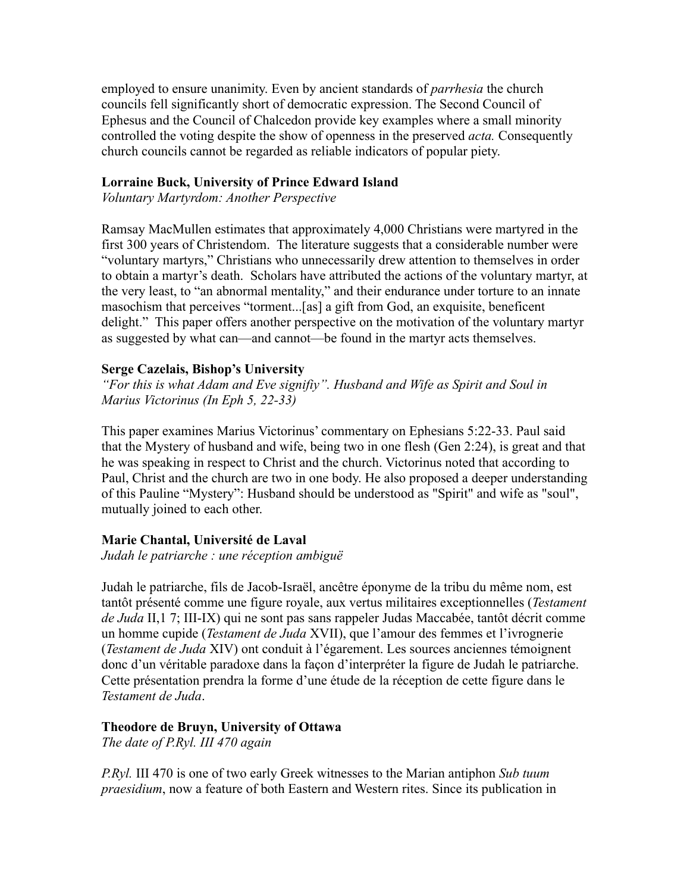employed to ensure unanimity. Even by ancient standards of *parrhesia* the church councils fell significantly short of democratic expression. The Second Council of Ephesus and the Council of Chalcedon provide key examples where a small minority controlled the voting despite the show of openness in the preserved *acta.* Consequently church councils cannot be regarded as reliable indicators of popular piety.

**Lorraine Buck, University of Prince Edward Island**
*Voluntary Martyrdom: Another Perspective*

Ramsay MacMullen estimates that approximately 4,000 Christians were martyred in the first 300 years of Christendom. The literature suggests that a considerable number were "voluntary martyrs," Christians who unnecessarily drew attention to themselves in order to obtain a martyr's death. Scholars have attributed the actions of the voluntary martyr, at the very least, to "an abnormal mentality," and their endurance under torture to an innate masochism that perceives "torment...[as] a gift from God, an exquisite, beneficent delight." This paper offers another perspective on the motivation of the voluntary martyr as suggested by what can—and cannot—be found in the martyr acts themselves.

**Serge Cazelais, Bishop's University**
*"For this is what Adam and Eve signifiy". Husband and Wife as Spirit and Soul in Marius Victorinus (In Eph 5, 22-33)*

This paper examines Marius Victorinus' commentary on Ephesians 5:22-33. Paul said that the Mystery of husband and wife, being two in one flesh (Gen 2:24), is great and that he was speaking in respect to Christ and the church. Victorinus noted that according to Paul, Christ and the church are two in one body. He also proposed a deeper understanding of this Pauline "Mystery": Husband should be understood as "Spirit" and wife as "soul", mutually joined to each other.

**Marie Chantal, Université de Laval**
*Judah le patriarche : une réception ambiguë*

Judah le patriarche, fils de Jacob-Israël, ancêtre éponyme de la tribu du même nom, est tantôt présenté comme une figure royale, aux vertus militaires exceptionnelles (*Testament de Juda* II,1 7; III-IX) qui ne sont pas sans rappeler Judas Maccabée, tantôt décrit comme un homme cupide (*Testament de Juda* XVII), que l'amour des femmes et l'ivrognerie (*Testament de Juda* XIV) ont conduit à l'égarement. Les sources anciennes témoignent donc d'un véritable paradoxe dans la façon d'interpréter la figure de Judah le patriarche. Cette présentation prendra la forme d'une étude de la réception de cette figure dans le *Testament de Juda*.

**Theodore de Bruyn, University of Ottawa**
*The date of P.Ryl. III 470 again*

*P.Ryl.* III 470 is one of two early Greek witnesses to the Marian antiphon *Sub tuum praesidium*, now a feature of both Eastern and Western rites. Since its publication in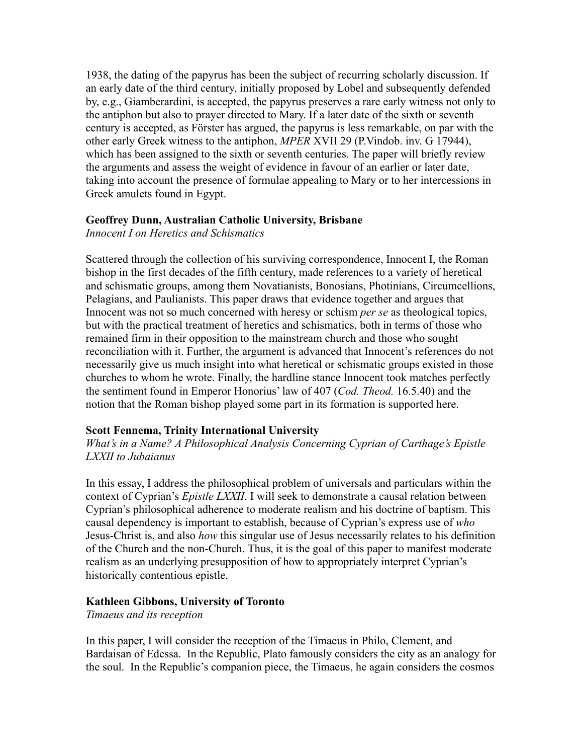1938, the dating of the papyrus has been the subject of recurring scholarly discussion. If an early date of the third century, initially proposed by Lobel and subsequently defended by, e.g., Giamberardini, is accepted, the papyrus preserves a rare early witness not only to the antiphon but also to prayer directed to Mary. If a later date of the sixth or seventh century is accepted, as Förster has argued, the papyrus is less remarkable, on par with the other early Greek witness to the antiphon, *MPER* XVII 29 (P.Vindob. inv. G 17944), which has been assigned to the sixth or seventh centuries. The paper will briefly review the arguments and assess the weight of evidence in favour of an earlier or later date, taking into account the presence of formulae appealing to Mary or to her intercessions in Greek amulets found in Egypt.

**Geoffrey Dunn, Australian Catholic University, Brisbane**
*Innocent I on Heretics and Schismatics*

Scattered through the collection of his surviving correspondence, Innocent I, the Roman bishop in the first decades of the fifth century, made references to a variety of heretical and schismatic groups, among them Novatianists, Bonosians, Photinians, Circumcellions, Pelagians, and Paulianists. This paper draws that evidence together and argues that Innocent was not so much concerned with heresy or schism *per se* as theological topics, but with the practical treatment of heretics and schismatics, both in terms of those who remained firm in their opposition to the mainstream church and those who sought reconciliation with it. Further, the argument is advanced that Innocent's references do not necessarily give us much insight into what heretical or schismatic groups existed in those churches to whom he wrote. Finally, the hardline stance Innocent took matches perfectly the sentiment found in Emperor Honorius' law of 407 (*Cod. Theod.* 16.5.40) and the notion that the Roman bishop played some part in its formation is supported here.

**Scott Fennema, Trinity International University**
*What's in a Name? A Philosophical Analysis Concerning Cyprian of Carthage's Epistle LXXII to Jubaianus*

In this essay, I address the philosophical problem of universals and particulars within the context of Cyprian's *Epistle LXXII*. I will seek to demonstrate a causal relation between Cyprian's philosophical adherence to moderate realism and his doctrine of baptism. This causal dependency is important to establish, because of Cyprian's express use of *who* Jesus-Christ is, and also *how* this singular use of Jesus necessarily relates to his definition of the Church and the non-Church. Thus, it is the goal of this paper to manifest moderate realism as an underlying presupposition of how to appropriately interpret Cyprian's historically contentious epistle.

**Kathleen Gibbons, University of Toronto**
*Timaeus and its reception*

In this paper, I will consider the reception of the Timaeus in Philo, Clement, and Bardaisan of Edessa. In the Republic, Plato famously considers the city as an analogy for the soul. In the Republic's companion piece, the Timaeus, he again considers the cosmos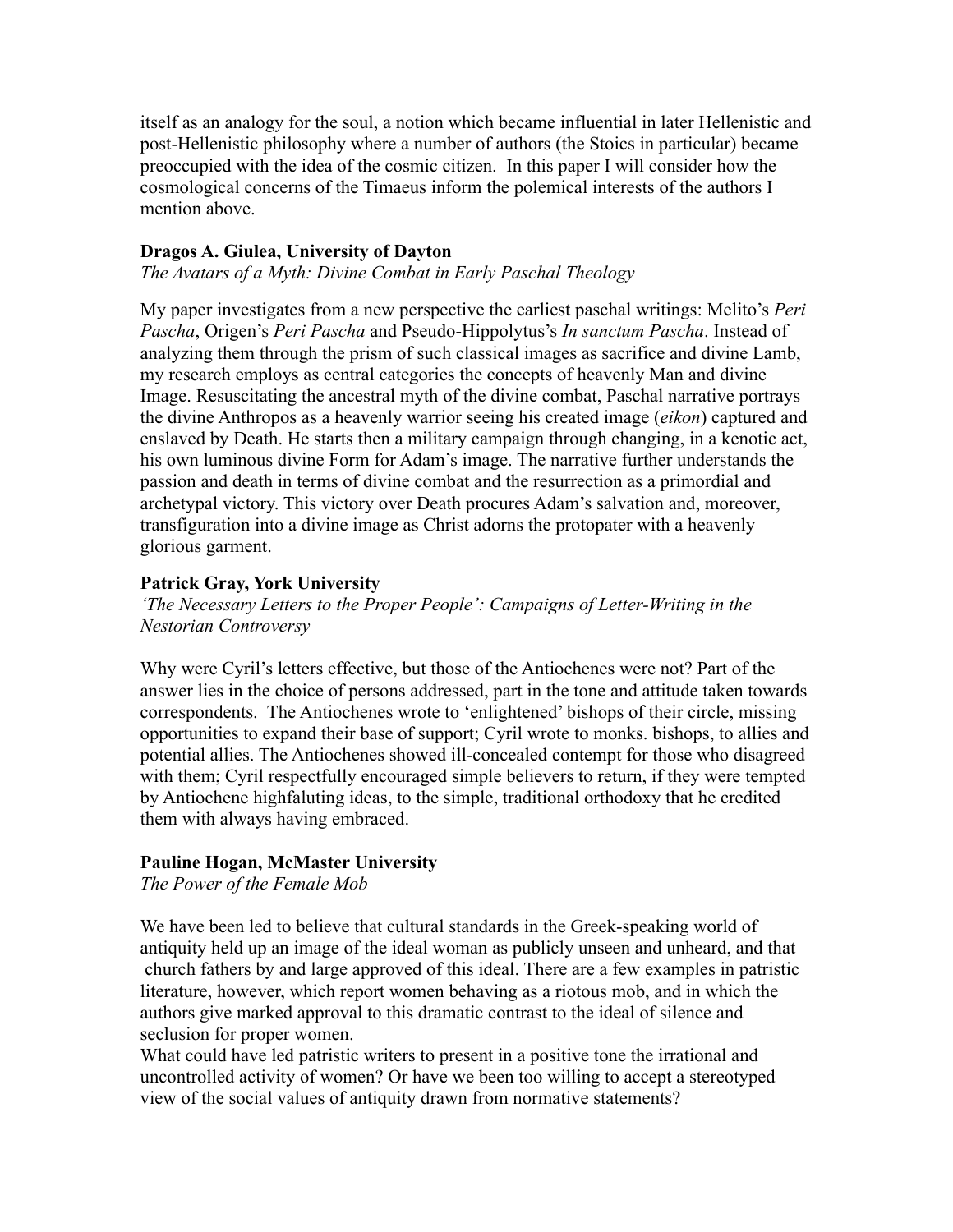itself as an analogy for the soul, a notion which became influential in later Hellenistic and post-Hellenistic philosophy where a number of authors (the Stoics in particular) became preoccupied with the idea of the cosmic citizen. In this paper I will consider how the cosmological concerns of the Timaeus inform the polemical interests of the authors I mention above.

**Dragos A. Giulea, University of Dayton**
*The Avatars of a Myth: Divine Combat in Early Paschal Theology*

My paper investigates from a new perspective the earliest paschal writings: Melito's *Peri Pascha*, Origen's *Peri Pascha* and Pseudo-Hippolytus's *In sanctum Pascha*. Instead of analyzing them through the prism of such classical images as sacrifice and divine Lamb, my research employs as central categories the concepts of heavenly Man and divine Image. Resuscitating the ancestral myth of the divine combat, Paschal narrative portrays the divine Anthropos as a heavenly warrior seeing his created image (*eikon*) captured and enslaved by Death. He starts then a military campaign through changing, in a kenotic act, his own luminous divine Form for Adam's image. The narrative further understands the passion and death in terms of divine combat and the resurrection as a primordial and archetypal victory. This victory over Death procures Adam's salvation and, moreover, transfiguration into a divine image as Christ adorns the protopater with a heavenly glorious garment.

**Patrick Gray, York University**
*'The Necessary Letters to the Proper People': Campaigns of Letter-Writing in the Nestorian Controversy*

Why were Cyril's letters effective, but those of the Antiochenes were not? Part of the answer lies in the choice of persons addressed, part in the tone and attitude taken towards correspondents. The Antiochenes wrote to 'enlightened' bishops of their circle, missing opportunities to expand their base of support; Cyril wrote to monks. bishops, to allies and potential allies. The Antiochenes showed ill-concealed contempt for those who disagreed with them; Cyril respectfully encouraged simple believers to return, if they were tempted by Antiochene highfaluting ideas, to the simple, traditional orthodoxy that he credited them with always having embraced.

**Pauline Hogan, McMaster University**
*The Power of the Female Mob*

We have been led to believe that cultural standards in the Greek-speaking world of antiquity held up an image of the ideal woman as publicly unseen and unheard, and that church fathers by and large approved of this ideal. There are a few examples in patristic literature, however, which report women behaving as a riotous mob, and in which the authors give marked approval to this dramatic contrast to the ideal of silence and seclusion for proper women.
What could have led patristic writers to present in a positive tone the irrational and uncontrolled activity of women? Or have we been too willing to accept a stereotyped view of the social values of antiquity drawn from normative statements?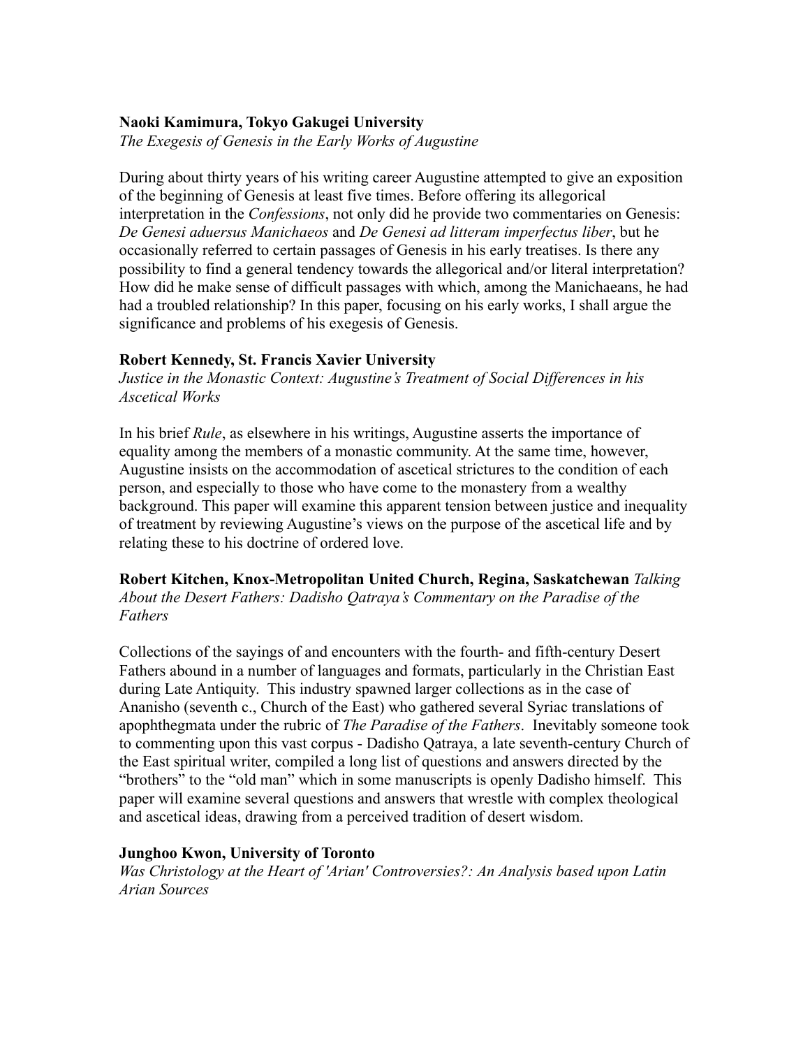**Naoki Kamimura, Tokyo Gakugei University**
*The Exegesis of Genesis in the Early Works of Augustine*

During about thirty years of his writing career Augustine attempted to give an exposition of the beginning of Genesis at least five times. Before offering its allegorical interpretation in the *Confessions*, not only did he provide two commentaries on Genesis: *De Genesi aduersus Manichaeos* and *De Genesi ad litteram imperfectus liber*, but he occasionally referred to certain passages of Genesis in his early treatises. Is there any possibility to find a general tendency towards the allegorical and/or literal interpretation? How did he make sense of difficult passages with which, among the Manichaeans, he had had a troubled relationship? In this paper, focusing on his early works, I shall argue the significance and problems of his exegesis of Genesis.

**Robert Kennedy, St. Francis Xavier University**
*Justice in the Monastic Context: Augustine's Treatment of Social Differences in his Ascetical Works*

In his brief *Rule*, as elsewhere in his writings, Augustine asserts the importance of equality among the members of a monastic community. At the same time, however, Augustine insists on the accommodation of ascetical strictures to the condition of each person, and especially to those who have come to the monastery from a wealthy background. This paper will examine this apparent tension between justice and inequality of treatment by reviewing Augustine's views on the purpose of the ascetical life and by relating these to his doctrine of ordered love.

**Robert Kitchen, Knox-Metropolitan United Church, Regina, Saskatchewan** *Talking About the Desert Fathers: Dadisho Qatraya's Commentary on the Paradise of the Fathers*

Collections of the sayings of and encounters with the fourth- and fifth-century Desert Fathers abound in a number of languages and formats, particularly in the Christian East during Late Antiquity. This industry spawned larger collections as in the case of Ananisho (seventh c., Church of the East) who gathered several Syriac translations of apophthegmata under the rubric of *The Paradise of the Fathers*. Inevitably someone took to commenting upon this vast corpus - Dadisho Qatraya, a late seventh-century Church of the East spiritual writer, compiled a long list of questions and answers directed by the "brothers" to the "old man" which in some manuscripts is openly Dadisho himself. This paper will examine several questions and answers that wrestle with complex theological and ascetical ideas, drawing from a perceived tradition of desert wisdom.

**Junghoo Kwon, University of Toronto**
*Was Christology at the Heart of 'Arian' Controversies?: An Analysis based upon Latin Arian Sources*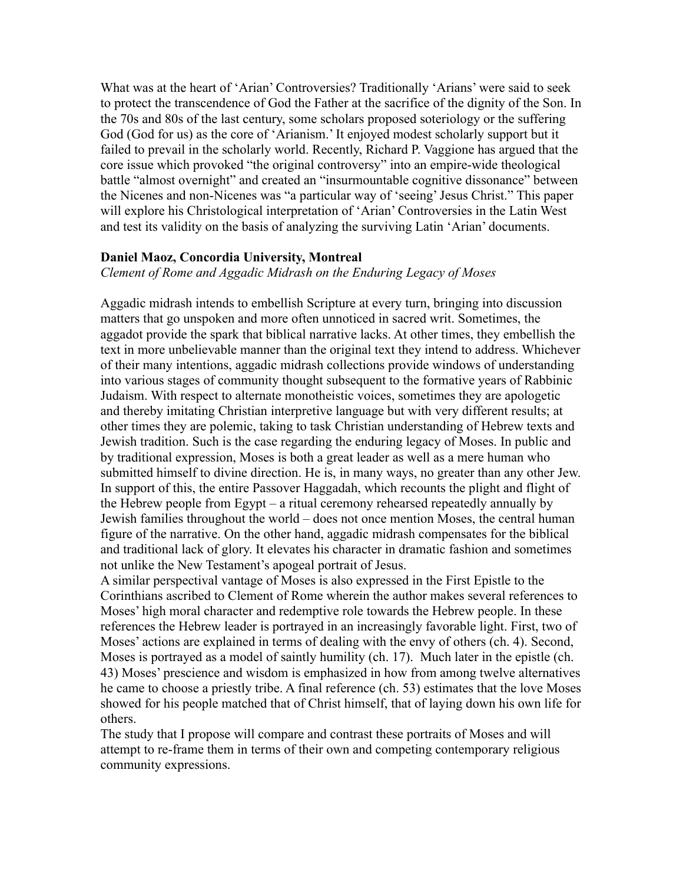What was at the heart of 'Arian' Controversies? Traditionally 'Arians' were said to seek to protect the transcendence of God the Father at the sacrifice of the dignity of the Son. In the 70s and 80s of the last century, some scholars proposed soteriology or the suffering God (God for us) as the core of 'Arianism.' It enjoyed modest scholarly support but it failed to prevail in the scholarly world. Recently, Richard P. Vaggione has argued that the core issue which provoked "the original controversy" into an empire-wide theological battle "almost overnight" and created an "insurmountable cognitive dissonance" between the Nicenes and non-Nicenes was "a particular way of 'seeing' Jesus Christ." This paper will explore his Christological interpretation of 'Arian' Controversies in the Latin West and test its validity on the basis of analyzing the surviving Latin 'Arian' documents.

**Daniel Maoz, Concordia University, Montreal**
*Clement of Rome and Aggadic Midrash on the Enduring Legacy of Moses*

Aggadic midrash intends to embellish Scripture at every turn, bringing into discussion matters that go unspoken and more often unnoticed in sacred writ. Sometimes, the aggadot provide the spark that biblical narrative lacks. At other times, they embellish the text in more unbelievable manner than the original text they intend to address. Whichever of their many intentions, aggadic midrash collections provide windows of understanding into various stages of community thought subsequent to the formative years of Rabbinic Judaism. With respect to alternate monotheistic voices, sometimes they are apologetic and thereby imitating Christian interpretive language but with very different results; at other times they are polemic, taking to task Christian understanding of Hebrew texts and Jewish tradition. Such is the case regarding the enduring legacy of Moses. In public and by traditional expression, Moses is both a great leader as well as a mere human who submitted himself to divine direction. He is, in many ways, no greater than any other Jew. In support of this, the entire Passover Haggadah, which recounts the plight and flight of the Hebrew people from Egypt – a ritual ceremony rehearsed repeatedly annually by Jewish families throughout the world – does not once mention Moses, the central human figure of the narrative. On the other hand, aggadic midrash compensates for the biblical and traditional lack of glory. It elevates his character in dramatic fashion and sometimes not unlike the New Testament's apogeal portrait of Jesus.

A similar perspectival vantage of Moses is also expressed in the First Epistle to the Corinthians ascribed to Clement of Rome wherein the author makes several references to Moses' high moral character and redemptive role towards the Hebrew people. In these references the Hebrew leader is portrayed in an increasingly favorable light. First, two of Moses' actions are explained in terms of dealing with the envy of others (ch. 4). Second, Moses is portrayed as a model of saintly humility (ch. 17). Much later in the epistle (ch. 43) Moses' prescience and wisdom is emphasized in how from among twelve alternatives he came to choose a priestly tribe. A final reference (ch. 53) estimates that the love Moses showed for his people matched that of Christ himself, that of laying down his own life for others.

The study that I propose will compare and contrast these portraits of Moses and will attempt to re-frame them in terms of their own and competing contemporary religious community expressions.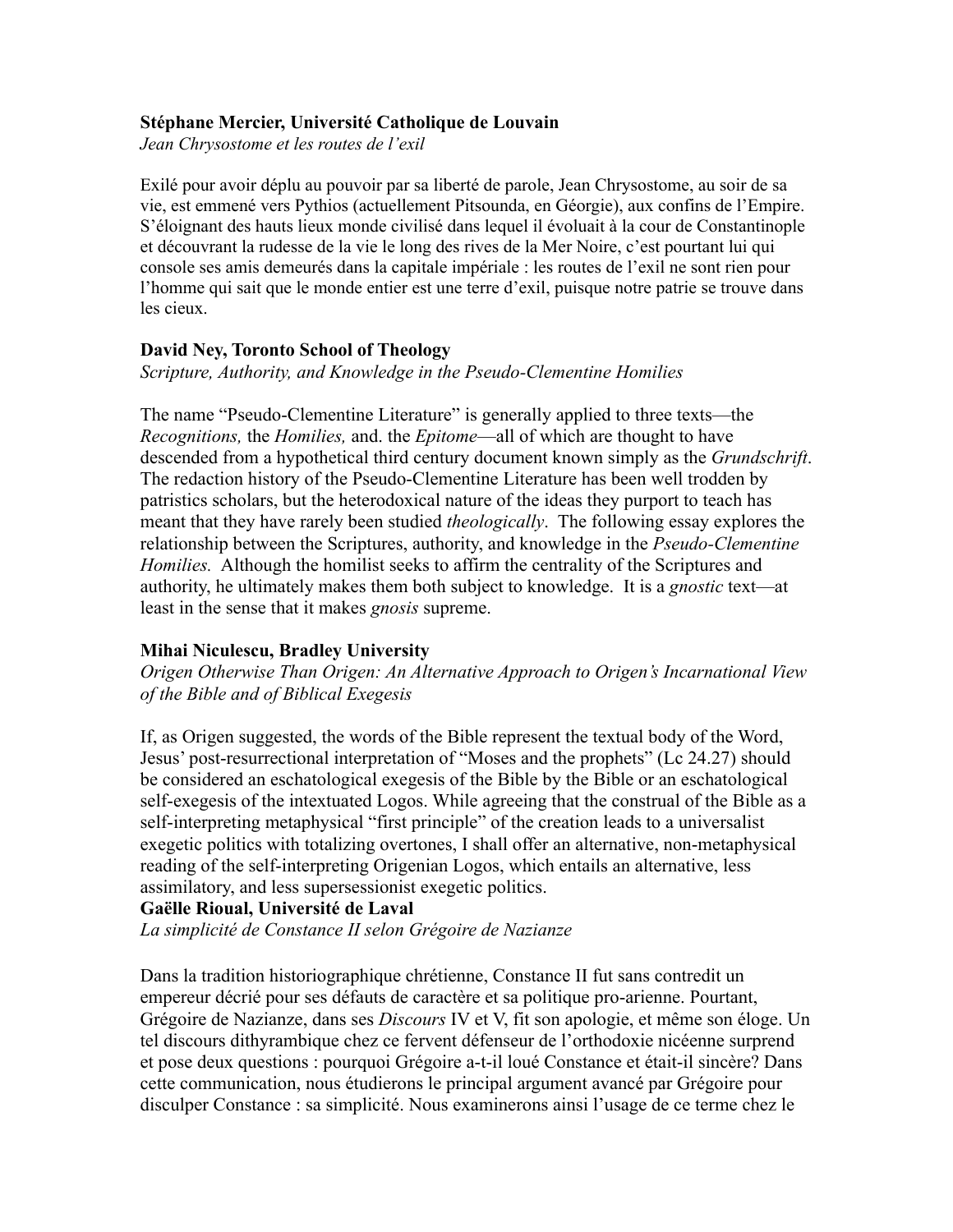**Stéphane Mercier, Université Catholique de Louvain**
*Jean Chrysostome et les routes de l'exil*

Exilé pour avoir déplu au pouvoir par sa liberté de parole, Jean Chrysostome, au soir de sa vie, est emmené vers Pythios (actuellement Pitsounda, en Géorgie), aux confins de l'Empire. S'éloignant des hauts lieux monde civilisé dans lequel il évoluait à la cour de Constantinople et découvrant la rudesse de la vie le long des rives de la Mer Noire, c'est pourtant lui qui console ses amis demeurés dans la capitale impériale : les routes de l'exil ne sont rien pour l'homme qui sait que le monde entier est une terre d'exil, puisque notre patrie se trouve dans les cieux.

**David Ney, Toronto School of Theology**
*Scripture, Authority, and Knowledge in the Pseudo-Clementine Homilies*

The name "Pseudo-Clementine Literature" is generally applied to three texts—the *Recognitions,* the *Homilies,* and. the *Epitome*—all of which are thought to have descended from a hypothetical third century document known simply as the *Grundschrift*. The redaction history of the Pseudo-Clementine Literature has been well trodden by patristics scholars, but the heterodoxical nature of the ideas they purport to teach has meant that they have rarely been studied *theologically*. The following essay explores the relationship between the Scriptures, authority, and knowledge in the *Pseudo-Clementine Homilies.* Although the homilist seeks to affirm the centrality of the Scriptures and authority, he ultimately makes them both subject to knowledge. It is a *gnostic* text—at least in the sense that it makes *gnosis* supreme.

**Mihai Niculescu, Bradley University**
*Origen Otherwise Than Origen: An Alternative Approach to Origen's Incarnational View of the Bible and of Biblical Exegesis*

If, as Origen suggested, the words of the Bible represent the textual body of the Word, Jesus' post-resurrectional interpretation of "Moses and the prophets" (Lc 24.27) should be considered an eschatological exegesis of the Bible by the Bible or an eschatological self-exegesis of the intextuated Logos. While agreeing that the construal of the Bible as a self-interpreting metaphysical "first principle" of the creation leads to a universalist exegetic politics with totalizing overtones, I shall offer an alternative, non-metaphysical reading of the self-interpreting Origenian Logos, which entails an alternative, less assimilatory, and less supersessionist exegetic politics.

**Gaëlle Rioual, Université de Laval**
*La simplicité de Constance II selon Grégoire de Nazianze*

Dans la tradition historiographique chrétienne, Constance II fut sans contredit un empereur décrié pour ses défauts de caractère et sa politique pro-arienne. Pourtant, Grégoire de Nazianze, dans ses *Discours* IV et V, fit son apologie, et même son éloge. Un tel discours dithyrambique chez ce fervent défenseur de l'orthodoxie nicéenne surprend et pose deux questions : pourquoi Grégoire a-t-il loué Constance et était-il sincère? Dans cette communication, nous étudierons le principal argument avancé par Grégoire pour disculper Constance : sa simplicité. Nous examinerons ainsi l'usage de ce terme chez le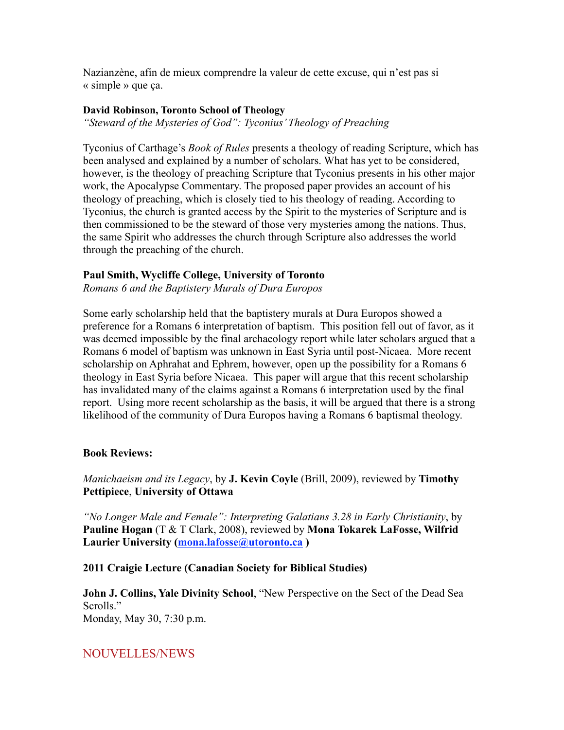Nazianzène, afin de mieux comprendre la valeur de cette excuse, qui n'est pas si « simple » que ça.

**David Robinson, Toronto School of Theology**
*"Steward of the Mysteries of God": Tyconius' Theology of Preaching*

Tyconius of Carthage's *Book of Rules* presents a theology of reading Scripture, which has been analysed and explained by a number of scholars. What has yet to be considered, however, is the theology of preaching Scripture that Tyconius presents in his other major work, the Apocalypse Commentary. The proposed paper provides an account of his theology of preaching, which is closely tied to his theology of reading. According to Tyconius, the church is granted access by the Spirit to the mysteries of Scripture and is then commissioned to be the steward of those very mysteries among the nations. Thus, the same Spirit who addresses the church through Scripture also addresses the world through the preaching of the church.

**Paul Smith, Wycliffe College, University of Toronto**
*Romans 6 and the Baptistery Murals of Dura Europos*

Some early scholarship held that the baptistery murals at Dura Europos showed a preference for a Romans 6 interpretation of baptism. This position fell out of favor, as it was deemed impossible by the final archaeology report while later scholars argued that a Romans 6 model of baptism was unknown in East Syria until post-Nicaea. More recent scholarship on Aphrahat and Ephrem, however, open up the possibility for a Romans 6 theology in East Syria before Nicaea. This paper will argue that this recent scholarship has invalidated many of the claims against a Romans 6 interpretation used by the final report. Using more recent scholarship as the basis, it will be argued that there is a strong likelihood of the community of Dura Europos having a Romans 6 baptismal theology.

**Book Reviews:**

*Manichaeism and its Legacy*, by **J. Kevin Coyle** (Brill, 2009), reviewed by **Timothy Pettipiece**, **University of Ottawa**

*"No Longer Male and Female": Interpreting Galatians 3.28 in Early Christianity*, by **Pauline Hogan** (T & T Clark, 2008), reviewed by **Mona Tokarek LaFosse, Wilfrid Laurier University (mona.lafosse@utoronto.ca )**

**2011 Craigie Lecture (Canadian Society for Biblical Studies)**

**John J. Collins, Yale Divinity School**, "New Perspective on the Sect of the Dead Sea Scrolls."
Monday, May 30, 7:30 p.m.

## NOUVELLES/NEWS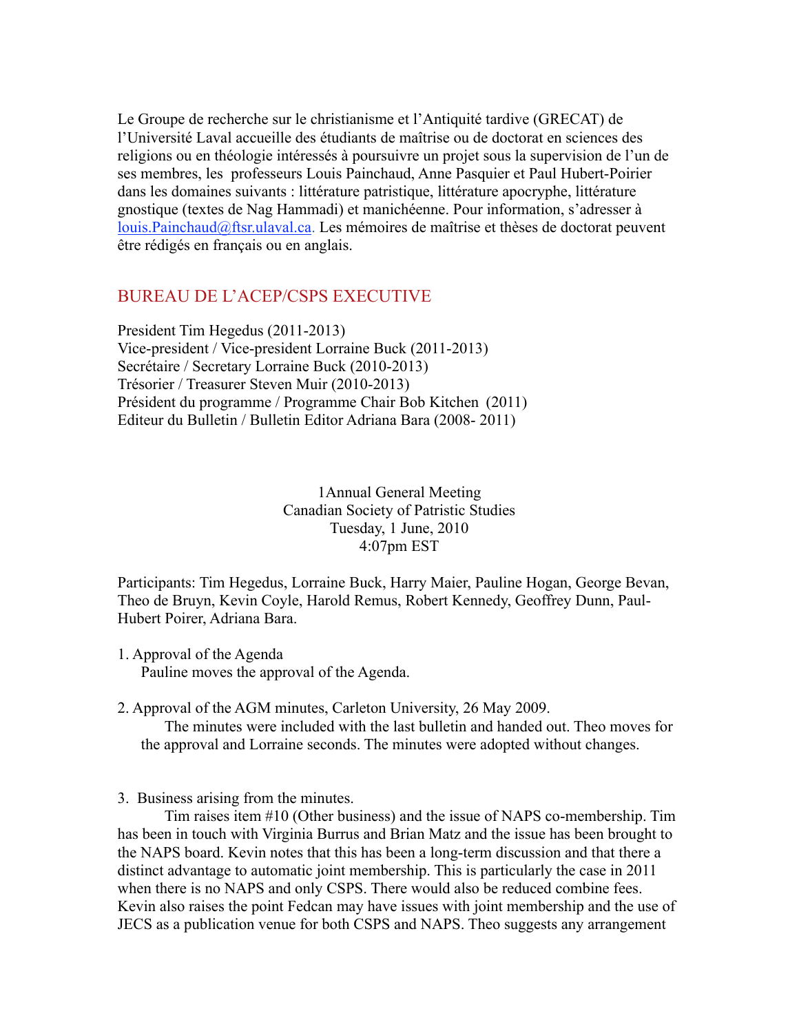Le Groupe de recherche sur le christianisme et l'Antiquité tardive (GRECAT) de l'Université Laval accueille des étudiants de maîtrise ou de doctorat en sciences des religions ou en théologie intéressés à poursuivre un projet sous la supervision de l'un de ses membres, les professeurs Louis Painchaud, Anne Pasquier et Paul Hubert-Poirier dans les domaines suivants : littérature patristique, littérature apocryphe, littérature gnostique (textes de Nag Hammadi) et manichéenne. Pour information, s'adresser à louis.Painchaud@ftsr.ulaval.ca. Les mémoires de maîtrise et thèses de doctorat peuvent être rédigés en français ou en anglais.

## BUREAU DE L'ACEP/CSPS EXECUTIVE

President Tim Hegedus (2011-2013)
Vice-president / Vice-president Lorraine Buck (2011-2013)
Secrétaire / Secretary Lorraine Buck (2010-2013)
Trésorier / Treasurer Steven Muir (2010-2013)
Président du programme / Programme Chair Bob Kitchen (2011)
Editeur du Bulletin / Bulletin Editor Adriana Bara (2008- 2011)

1Annual General Meeting
Canadian Society of Patristic Studies
Tuesday, 1 June, 2010
4:07pm EST

Participants: Tim Hegedus, Lorraine Buck, Harry Maier, Pauline Hogan, George Bevan, Theo de Bruyn, Kevin Coyle, Harold Remus, Robert Kennedy, Geoffrey Dunn, Paul-Hubert Poirer, Adriana Bara.

1. Approval of the Agenda
   Pauline moves the approval of the Agenda.

2. Approval of the AGM minutes, Carleton University, 26 May 2009.
   The minutes were included with the last bulletin and handed out. Theo moves for the approval and Lorraine seconds. The minutes were adopted without changes.

3. Business arising from the minutes.
   Tim raises item #10 (Other business) and the issue of NAPS co-membership. Tim has been in touch with Virginia Burrus and Brian Matz and the issue has been brought to the NAPS board. Kevin notes that this has been a long-term discussion and that there a distinct advantage to automatic joint membership. This is particularly the case in 2011 when there is no NAPS and only CSPS. There would also be reduced combine fees. Kevin also raises the point Fedcan may have issues with joint membership and the use of JECS as a publication venue for both CSPS and NAPS. Theo suggests any arrangement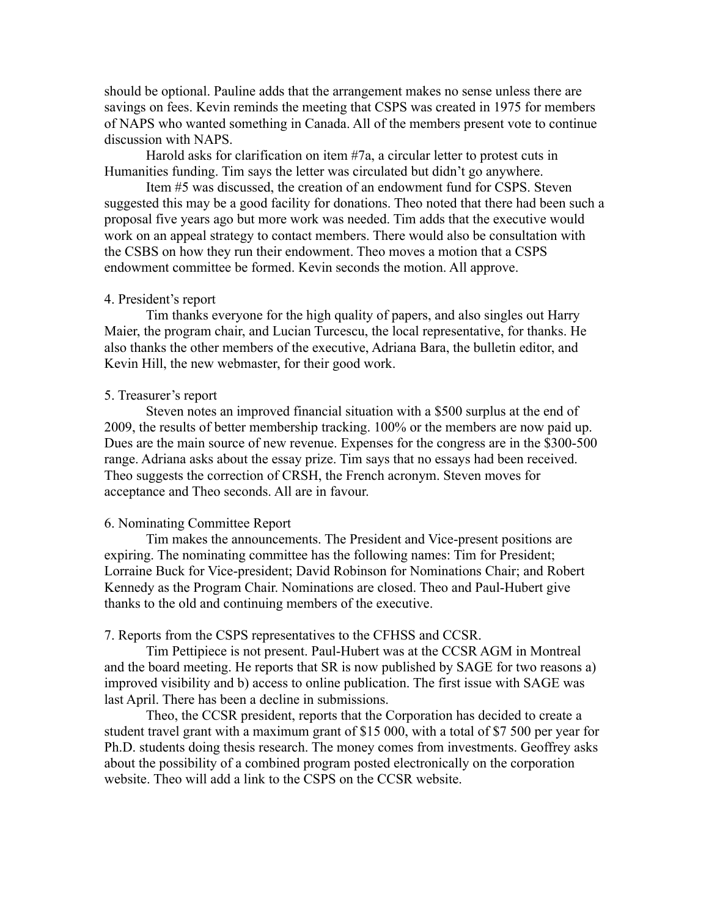should be optional. Pauline adds that the arrangement makes no sense unless there are savings on fees. Kevin reminds the meeting that CSPS was created in 1975 for members of NAPS who wanted something in Canada. All of the members present vote to continue discussion with NAPS.

Harold asks for clarification on item #7a, a circular letter to protest cuts in Humanities funding. Tim says the letter was circulated but didn't go anywhere.

Item #5 was discussed, the creation of an endowment fund for CSPS. Steven suggested this may be a good facility for donations. Theo noted that there had been such a proposal five years ago but more work was needed. Tim adds that the executive would work on an appeal strategy to contact members. There would also be consultation with the CSBS on how they run their endowment. Theo moves a motion that a CSPS endowment committee be formed. Kevin seconds the motion. All approve.

4. President's report

Tim thanks everyone for the high quality of papers, and also singles out Harry Maier, the program chair, and Lucian Turcescu, the local representative, for thanks. He also thanks the other members of the executive, Adriana Bara, the bulletin editor, and Kevin Hill, the new webmaster, for their good work.

5. Treasurer's report

Steven notes an improved financial situation with a $500 surplus at the end of 2009, the results of better membership tracking. 100% or the members are now paid up. Dues are the main source of new revenue. Expenses for the congress are in the $300-500 range. Adriana asks about the essay prize. Tim says that no essays had been received. Theo suggests the correction of CRSH, the French acronym. Steven moves for acceptance and Theo seconds. All are in favour.

6. Nominating Committee Report

Tim makes the announcements. The President and Vice-present positions are expiring. The nominating committee has the following names: Tim for President; Lorraine Buck for Vice-president; David Robinson for Nominations Chair; and Robert Kennedy as the Program Chair. Nominations are closed. Theo and Paul-Hubert give thanks to the old and continuing members of the executive.

7. Reports from the CSPS representatives to the CFHSS and CCSR.

Tim Pettipiece is not present. Paul-Hubert was at the CCSR AGM in Montreal and the board meeting. He reports that SR is now published by SAGE for two reasons a) improved visibility and b) access to online publication. The first issue with SAGE was last April. There has been a decline in submissions.

Theo, the CCSR president, reports that the Corporation has decided to create a student travel grant with a maximum grant of $15 000, with a total of $7 500 per year for Ph.D. students doing thesis research. The money comes from investments. Geoffrey asks about the possibility of a combined program posted electronically on the corporation website. Theo will add a link to the CSPS on the CCSR website.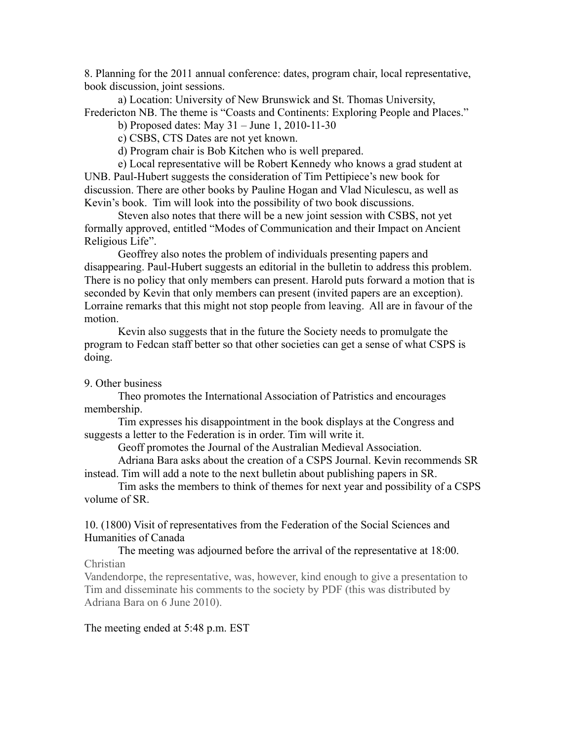8. Planning for the 2011 annual conference: dates, program chair, local representative, book discussion, joint sessions.

a) Location: University of New Brunswick and St. Thomas University, Fredericton NB. The theme is "Coasts and Continents: Exploring People and Places."

b) Proposed dates: May 31 – June 1, 2010-11-30

c) CSBS, CTS Dates are not yet known.

d) Program chair is Bob Kitchen who is well prepared.

e) Local representative will be Robert Kennedy who knows a grad student at UNB. Paul-Hubert suggests the consideration of Tim Pettipiece's new book for discussion. There are other books by Pauline Hogan and Vlad Niculescu, as well as Kevin's book. Tim will look into the possibility of two book discussions.

Steven also notes that there will be a new joint session with CSBS, not yet formally approved, entitled "Modes of Communication and their Impact on Ancient Religious Life".

Geoffrey also notes the problem of individuals presenting papers and disappearing. Paul-Hubert suggests an editorial in the bulletin to address this problem. There is no policy that only members can present. Harold puts forward a motion that is seconded by Kevin that only members can present (invited papers are an exception). Lorraine remarks that this might not stop people from leaving. All are in favour of the motion.

Kevin also suggests that in the future the Society needs to promulgate the program to Fedcan staff better so that other societies can get a sense of what CSPS is doing.

9. Other business

Theo promotes the International Association of Patristics and encourages membership.

Tim expresses his disappointment in the book displays at the Congress and suggests a letter to the Federation is in order. Tim will write it.

Geoff promotes the Journal of the Australian Medieval Association.

Adriana Bara asks about the creation of a CSPS Journal. Kevin recommends SR instead. Tim will add a note to the next bulletin about publishing papers in SR.

Tim asks the members to think of themes for next year and possibility of a CSPS volume of SR.

10. (1800) Visit of representatives from the Federation of the Social Sciences and Humanities of Canada

The meeting was adjourned before the arrival of the representative at 18:00. Christian Vandendorpe, the representative, was, however, kind enough to give a presentation to Tim and disseminate his comments to the society by PDF (this was distributed by Adriana Bara on 6 June 2010).

The meeting ended at 5:48 p.m. EST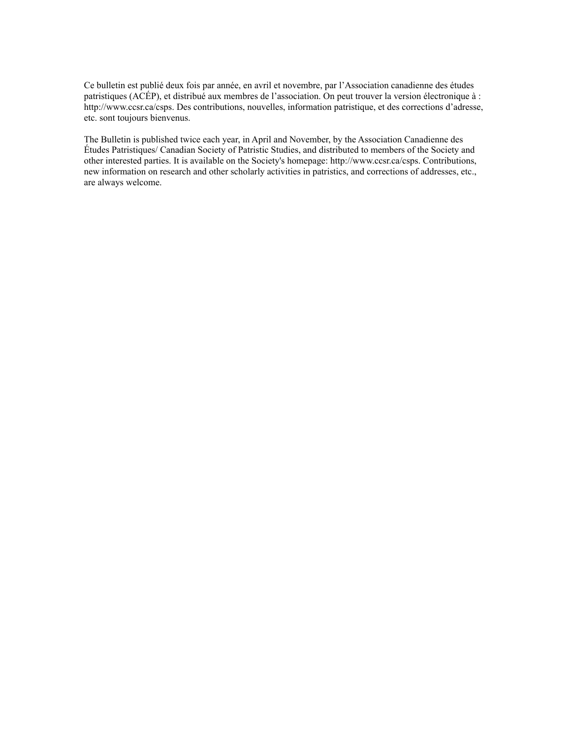Ce bulletin est publié deux fois par année, en avril et novembre, par l'Association canadienne des études patristiques (ACÉP), et distribué aux membres de l'association. On peut trouver la version électronique à : http://www.ccsr.ca/csps. Des contributions, nouvelles, information patristique, et des corrections d'adresse, etc. sont toujours bienvenus.

The Bulletin is published twice each year, in April and November, by the Association Canadienne des Études Patristiques/ Canadian Society of Patristic Studies, and distributed to members of the Society and other interested parties. It is available on the Society's homepage: http://www.ccsr.ca/csps. Contributions, new information on research and other scholarly activities in patristics, and corrections of addresses, etc., are always welcome.